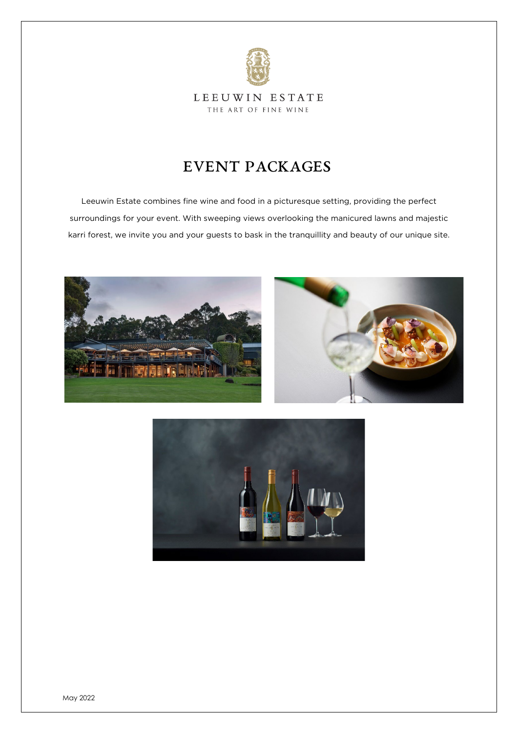LEEUWIN ESTATE

THE ART OF FINE WINE

# EVENT PACKAGES

Leeuwin Estate combines fine wine and food in a picturesque setting, providing the perfect surroundings for your event. With sweeping views overlooking the manicured lawns and majestic karri forest, we invite you and your guests to bask in the tranquillity and beauty of our unique site.

May 2022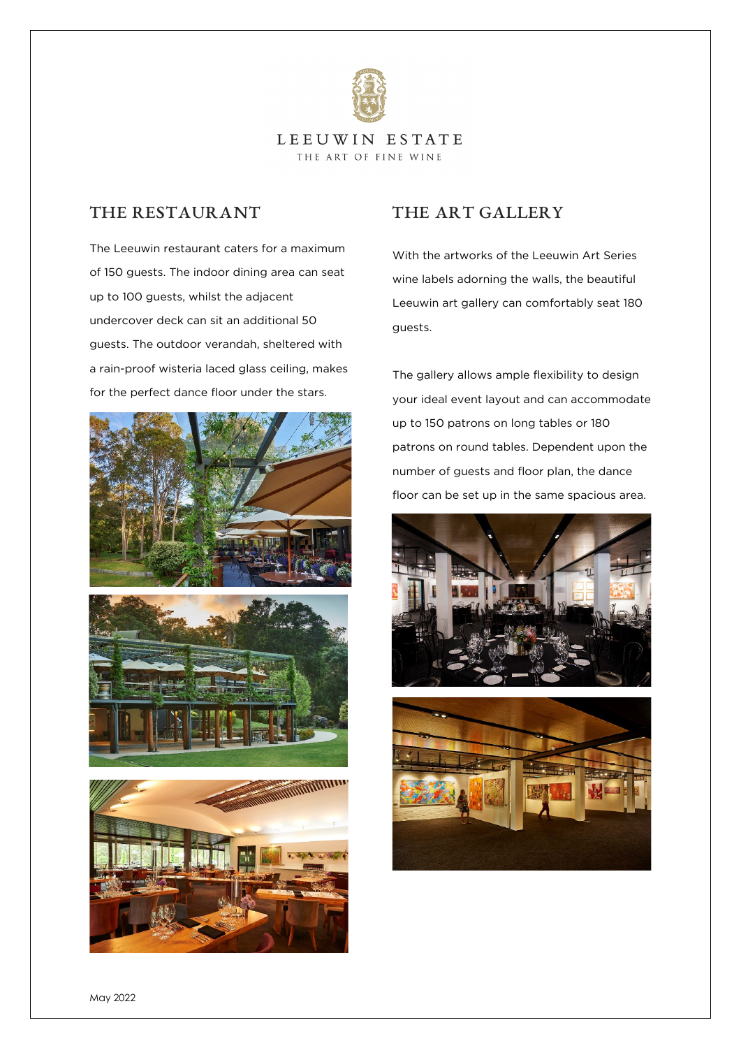LEEUWIN ESTATE

THE ART OF FINE WINE

## THE RESTAURANT

The Leeuwin restaurant caters for a maximum of 150 guests. The indoor dining area can seat up to 100 guests, whilst the adjacent undercover deck can sit an additional 50 guests. The outdoor verandah, sheltered with a rain-proof wisteria laced glass ceiling, makes for the perfect dance floor under the stars.

## THE ART GALLERY

With the artworks of the Leeuwin Art Series wine labels adorning the walls, the beautiful Leeuwin art gallery can comfortably seat 180 guests.

The gallery allows ample flexibility to design your ideal event layout and can accommodate up to 150 patrons on long tables or 180 patrons on round tables. Dependent upon the number of guests and floor plan, the dance floor can be set up in the same spacious area.

May 2022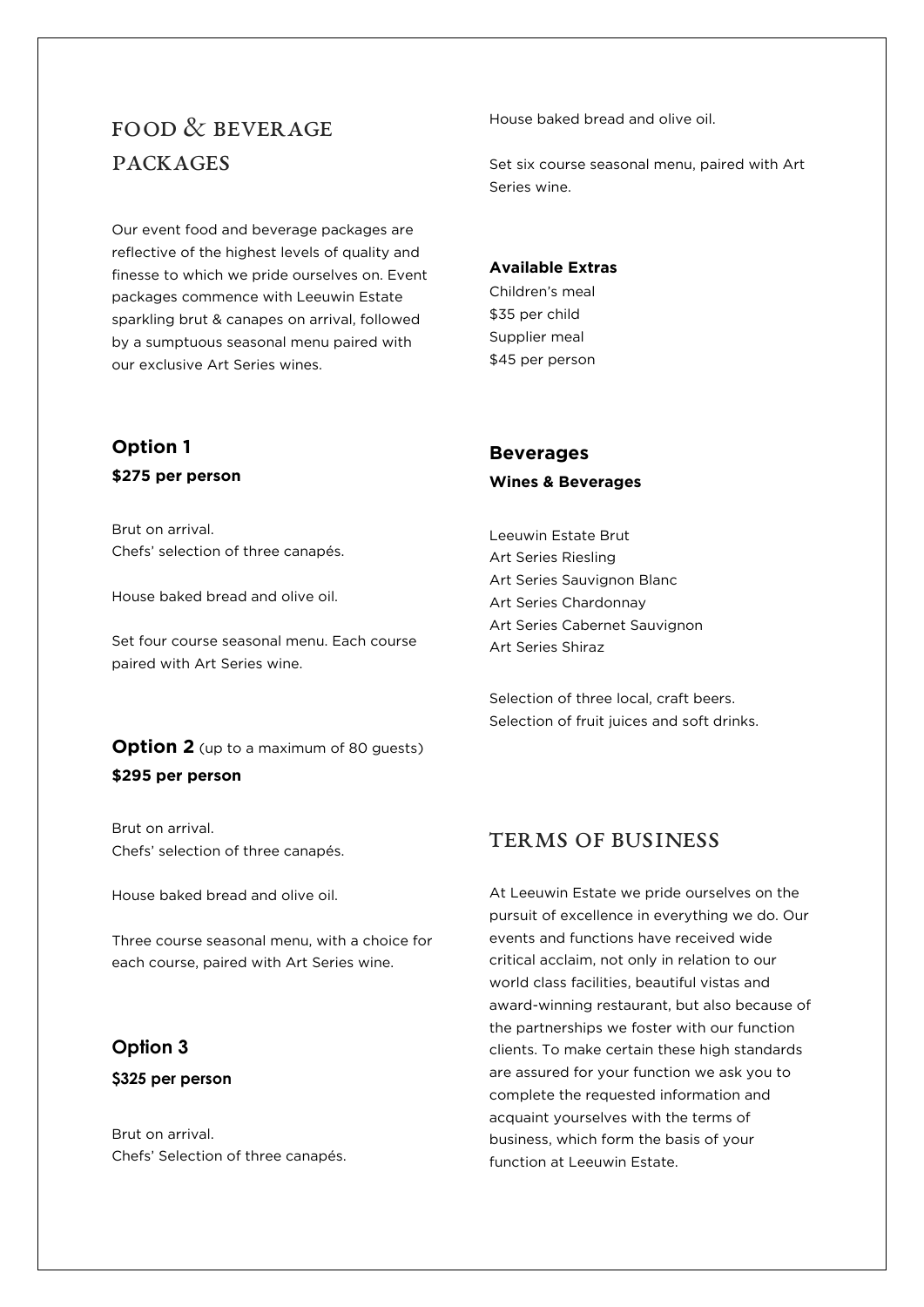# FOOD & BEVERAGE PACKAGES

Our event food and beverage packages are reflective of the highest levels of quality and finesse to which we pride ourselves on. Event packages commence with Leeuwin Estate sparkling brut & canapes on arrival, followed by a sumptuous seasonal menu paired with our exclusive Art Series wines.

### Option 1

**$275 per person**

Brut on arrival.
Chefs' selection of three canapés.

House baked bread and olive oil.

Set four course seasonal menu. Each course paired with Art Series wine.

### Option 2 (up to a maximum of 80 guests)

**$295 per person**

Brut on arrival.
Chefs' selection of three canapés.

House baked bread and olive oil.

Three course seasonal menu, with a choice for each course, paired with Art Series wine.

### Option 3

**$325 per person**

Brut on arrival.
Chefs' Selection of three canapés.

House baked bread and olive oil.

Set six course seasonal menu, paired with Art Series wine.

**Available Extras**

Children's meal
$35 per child
Supplier meal
$45 per person

### Beverages

**Wines & Beverages**

Leeuwin Estate Brut
Art Series Riesling
Art Series Sauvignon Blanc
Art Series Chardonnay
Art Series Cabernet Sauvignon
Art Series Shiraz

Selection of three local, craft beers.
Selection of fruit juices and soft drinks.

## TERMS OF BUSINESS

At Leeuwin Estate we pride ourselves on the pursuit of excellence in everything we do. Our events and functions have received wide critical acclaim, not only in relation to our world class facilities, beautiful vistas and award-winning restaurant, but also because of the partnerships we foster with our function clients. To make certain these high standards are assured for your function we ask you to complete the requested information and acquaint yourselves with the terms of business, which form the basis of your function at Leeuwin Estate.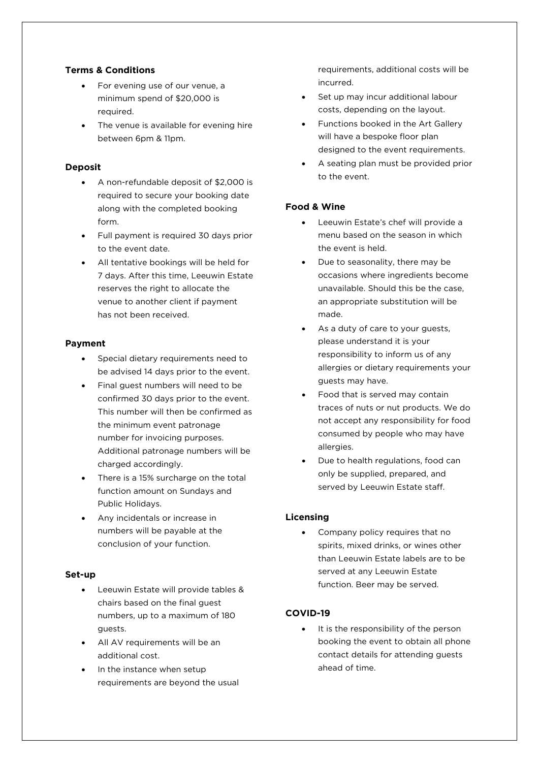## Terms & Conditions

- For evening use of our venue, a minimum spend of $20,000 is required.
- The venue is available for evening hire between 6pm & 11pm.

## Deposit

- A non-refundable deposit of $2,000 is required to secure your booking date along with the completed booking form.
- Full payment is required 30 days prior to the event date.
- All tentative bookings will be held for 7 days. After this time, Leeuwin Estate reserves the right to allocate the venue to another client if payment has not been received.

## Payment

- Special dietary requirements need to be advised 14 days prior to the event.
- Final guest numbers will need to be confirmed 30 days prior to the event. This number will then be confirmed as the minimum event patronage number for invoicing purposes. Additional patronage numbers will be charged accordingly.
- There is a 15% surcharge on the total function amount on Sundays and Public Holidays.
- Any incidentals or increase in numbers will be payable at the conclusion of your function.

## Set-up

- Leeuwin Estate will provide tables & chairs based on the final guest numbers, up to a maximum of 180 guests.
- All AV requirements will be an additional cost.
- In the instance when setup requirements are beyond the usual requirements, additional costs will be incurred.
- Set up may incur additional labour costs, depending on the layout.
- Functions booked in the Art Gallery will have a bespoke floor plan designed to the event requirements.
- A seating plan must be provided prior to the event.

## Food & Wine

- Leeuwin Estate's chef will provide a menu based on the season in which the event is held.
- Due to seasonality, there may be occasions where ingredients become unavailable. Should this be the case, an appropriate substitution will be made.
- As a duty of care to your guests, please understand it is your responsibility to inform us of any allergies or dietary requirements your guests may have.
- Food that is served may contain traces of nuts or nut products. We do not accept any responsibility for food consumed by people who may have allergies.
- Due to health regulations, food can only be supplied, prepared, and served by Leeuwin Estate staff.

## Licensing

- Company policy requires that no spirits, mixed drinks, or wines other than Leeuwin Estate labels are to be served at any Leeuwin Estate function. Beer may be served.

## COVID-19

- It is the responsibility of the person booking the event to obtain all phone contact details for attending guests ahead of time.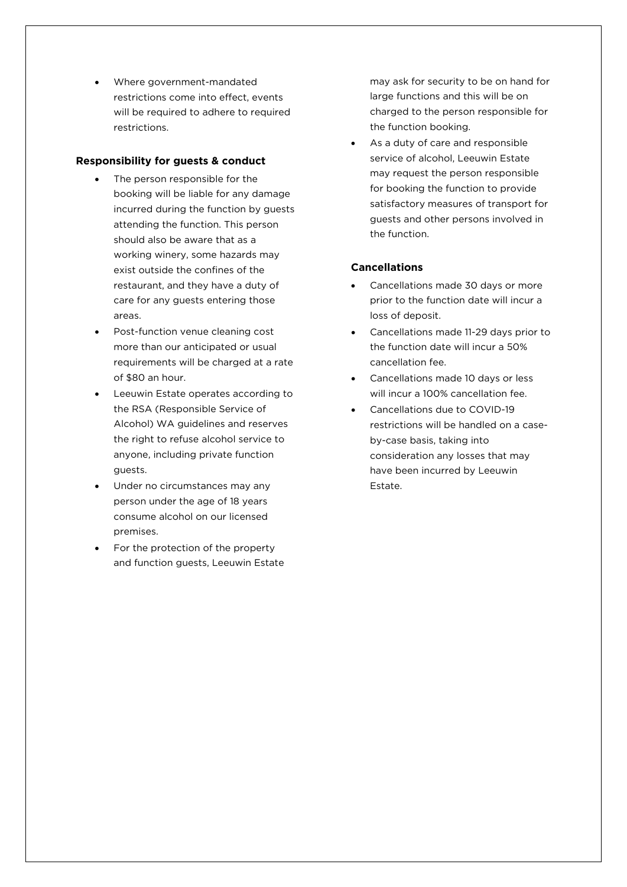- Where government-mandated restrictions come into effect, events will be required to adhere to required restrictions.

**Responsibility for guests & conduct**

- The person responsible for the booking will be liable for any damage incurred during the function by guests attending the function. This person should also be aware that as a working winery, some hazards may exist outside the confines of the restaurant, and they have a duty of care for any guests entering those areas.
- Post-function venue cleaning cost more than our anticipated or usual requirements will be charged at a rate of $80 an hour.
- Leeuwin Estate operates according to the RSA (Responsible Service of Alcohol) WA guidelines and reserves the right to refuse alcohol service to anyone, including private function guests.
- Under no circumstances may any person under the age of 18 years consume alcohol on our licensed premises.
- For the protection of the property and function guests, Leeuwin Estate may ask for security to be on hand for large functions and this will be on charged to the person responsible for the function booking.
- As a duty of care and responsible service of alcohol, Leeuwin Estate may request the person responsible for booking the function to provide satisfactory measures of transport for guests and other persons involved in the function.

**Cancellations**

- Cancellations made 30 days or more prior to the function date will incur a loss of deposit.
- Cancellations made 11-29 days prior to the function date will incur a 50% cancellation fee.
- Cancellations made 10 days or less will incur a 100% cancellation fee.
- Cancellations due to COVID-19 restrictions will be handled on a case-by-case basis, taking into consideration any losses that may have been incurred by Leeuwin Estate.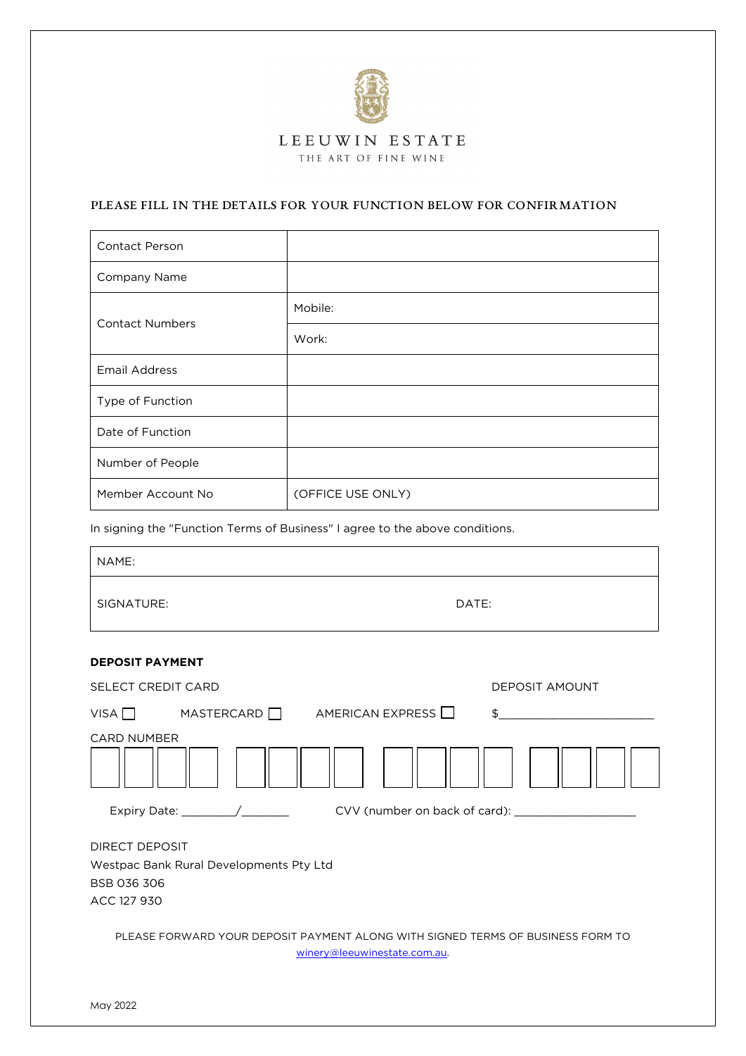LEEUWIN ESTATE

THE ART OF FINE WINE

**PLEASE FILL IN THE DETAILS FOR YOUR FUNCTION BELOW FOR CONFIRMATION**

| | |
|---|---|
| Contact Person | |
| Company Name | |
| Contact Numbers | Mobile: |
| | Work: |
| Email Address | |
| Type of Function | |
| Date of Function | |
| Number of People | |
| Member Account No | (OFFICE USE ONLY) |

In signing the "Function Terms of Business" I agree to the above conditions.

| | |
|---|---|
| NAME: | |
| SIGNATURE: | DATE: |

**DEPOSIT PAYMENT**

SELECT CREDIT CARD

VISA ☐ MASTERCARD ☐ AMERICAN EXPRESS ☐

DEPOSIT AMOUNT

$______________________

CARD NUMBER

| | | | | | | | | | | | | | | | |
|---|---|---|---|---|---|---|---|---|---|---|---|---|---|---|---|
| | | | | | | | | | | | | | | | |

Expiry Date: ________/_______ CVV (number on back of card): __________________

DIRECT DEPOSIT
Westpac Bank Rural Developments Pty Ltd
BSB 036 306
ACC 127 930

PLEASE FORWARD YOUR DEPOSIT PAYMENT ALONG WITH SIGNED TERMS OF BUSINESS FORM TO winery@leeuwinestate.com.au.

May 2022